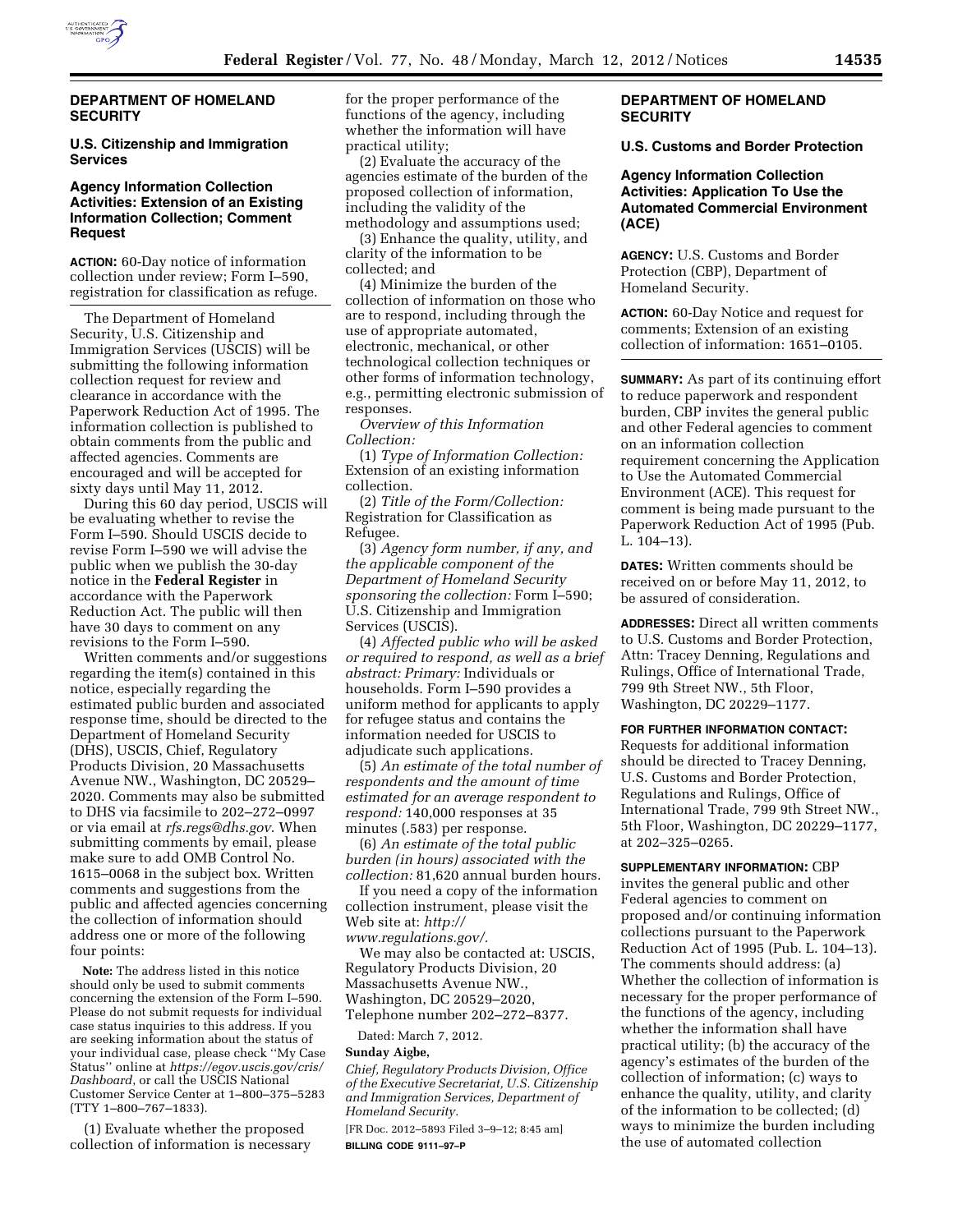## DEPARTMENT OF HOMELAND SECURITY

### U.S. Citizenship and Immigration Services

### Agency Information Collection Activities: Extension of an Existing Information Collection; Comment Request

**ACTION:** 60-Day notice of information collection under review; Form I–590, registration for classification as refuge.

The Department of Homeland Security, U.S. Citizenship and Immigration Services (USCIS) will be submitting the following information collection request for review and clearance in accordance with the Paperwork Reduction Act of 1995. The information collection is published to obtain comments from the public and affected agencies. Comments are encouraged and will be accepted for sixty days until May 11, 2012.

During this 60 day period, USCIS will be evaluating whether to revise the Form I–590. Should USCIS decide to revise Form I–590 we will advise the public when we publish the 30-day notice in the **Federal Register** in accordance with the Paperwork Reduction Act. The public will then have 30 days to comment on any revisions to the Form I–590.

Written comments and/or suggestions regarding the item(s) contained in this notice, especially regarding the estimated public burden and associated response time, should be directed to the Department of Homeland Security (DHS), USCIS, Chief, Regulatory Products Division, 20 Massachusetts Avenue NW., Washington, DC 20529–2020. Comments may also be submitted to DHS via facsimile to 202–272–0997 or via email at *rfs.regs@dhs.gov*. When submitting comments by email, please make sure to add OMB Control No. 1615–0068 in the subject box. Written comments and suggestions from the public and affected agencies concerning the collection of information should address one or more of the following four points:

**Note:** The address listed in this notice should only be used to submit comments concerning the extension of the Form I–590. Please do not submit requests for individual case status inquiries to this address. If you are seeking information about the status of your individual case, please check ''My Case Status'' online at *https://egov.uscis.gov/cris/Dashboard*, or call the USCIS National Customer Service Center at 1–800–375–5283 (TTY 1–800–767–1833).

(1) Evaluate whether the proposed collection of information is necessary for the proper performance of the functions of the agency, including whether the information will have practical utility;

(2) Evaluate the accuracy of the agencies estimate of the burden of the proposed collection of information, including the validity of the methodology and assumptions used;

(3) Enhance the quality, utility, and clarity of the information to be collected; and

(4) Minimize the burden of the collection of information on those who are to respond, including through the use of appropriate automated, electronic, mechanical, or other technological collection techniques or other forms of information technology, e.g., permitting electronic submission of responses.

*Overview of this Information Collection:*

(1) *Type of Information Collection:* Extension of an existing information collection.

(2) *Title of the Form/Collection:* Registration for Classification as Refugee.

(3) *Agency form number, if any, and the applicable component of the Department of Homeland Security sponsoring the collection:* Form I–590; U.S. Citizenship and Immigration Services (USCIS).

(4) *Affected public who will be asked or required to respond, as well as a brief abstract: Primary:* Individuals or households. Form I–590 provides a uniform method for applicants to apply for refugee status and contains the information needed for USCIS to adjudicate such applications.

(5) *An estimate of the total number of respondents and the amount of time estimated for an average respondent to respond:* 140,000 responses at 35 minutes (.583) per response.

(6) *An estimate of the total public burden (in hours) associated with the collection:* 81,620 annual burden hours.

If you need a copy of the information collection instrument, please visit the Web site at: *http://www.regulations.gov/.*

We may also be contacted at: USCIS, Regulatory Products Division, 20 Massachusetts Avenue NW., Washington, DC 20529–2020, Telephone number 202–272–8377.

Dated: March 7, 2012.

**Sunday Aigbe,**

*Chief, Regulatory Products Division, Office of the Executive Secretariat, U.S. Citizenship and Immigration Services, Department of Homeland Security.*

[FR Doc. 2012–5893 Filed 3–9–12; 8:45 am]

**BILLING CODE 9111–97–P**

## DEPARTMENT OF HOMELAND SECURITY

### U.S. Customs and Border Protection

### Agency Information Collection Activities: Application To Use the Automated Commercial Environment (ACE)

**AGENCY:** U.S. Customs and Border Protection (CBP), Department of Homeland Security.

**ACTION:** 60-Day Notice and request for comments; Extension of an existing collection of information: 1651–0105.

**SUMMARY:** As part of its continuing effort to reduce paperwork and respondent burden, CBP invites the general public and other Federal agencies to comment on an information collection requirement concerning the Application to Use the Automated Commercial Environment (ACE). This request for comment is being made pursuant to the Paperwork Reduction Act of 1995 (Pub. L. 104–13).

**DATES:** Written comments should be received on or before May 11, 2012, to be assured of consideration.

**ADDRESSES:** Direct all written comments to U.S. Customs and Border Protection, Attn: Tracey Denning, Regulations and Rulings, Office of International Trade, 799 9th Street NW., 5th Floor, Washington, DC 20229–1177.

**FOR FURTHER INFORMATION CONTACT:** Requests for additional information should be directed to Tracey Denning, U.S. Customs and Border Protection, Regulations and Rulings, Office of International Trade, 799 9th Street NW., 5th Floor, Washington, DC 20229–1177, at 202–325–0265.

**SUPPLEMENTARY INFORMATION:** CBP invites the general public and other Federal agencies to comment on proposed and/or continuing information collections pursuant to the Paperwork Reduction Act of 1995 (Pub. L. 104–13). The comments should address: (a) Whether the collection of information is necessary for the proper performance of the functions of the agency, including whether the information shall have practical utility; (b) the accuracy of the agency's estimates of the burden of the collection of information; (c) ways to enhance the quality, utility, and clarity of the information to be collected; (d) ways to minimize the burden including the use of automated collection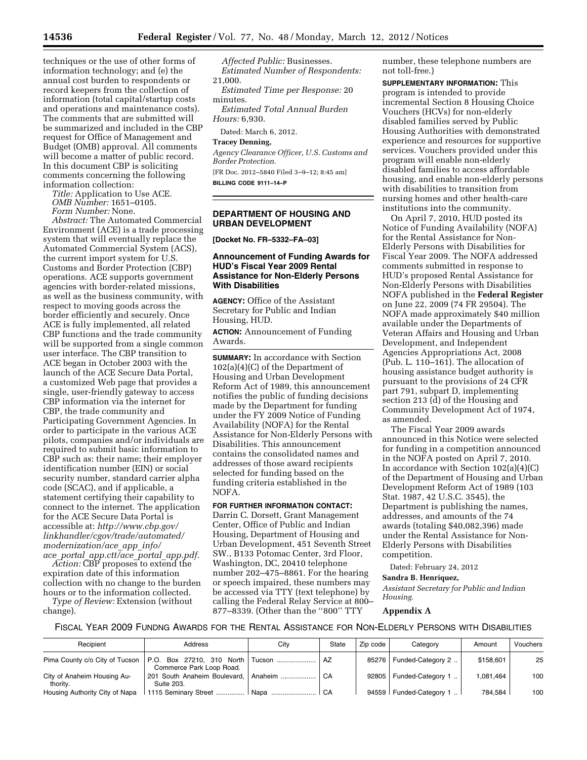techniques or the use of other forms of information technology; and (e) the annual cost burden to respondents or record keepers from the collection of information (total capital/startup costs and operations and maintenance costs). The comments that are submitted will be summarized and included in the CBP request for Office of Management and Budget (OMB) approval. All comments will become a matter of public record. In this document CBP is soliciting comments concerning the following information collection:

*Title:* Application to Use ACE.

*OMB Number:* 1651–0105.

*Form Number:* None.

*Abstract:* The Automated Commercial Environment (ACE) is a trade processing system that will eventually replace the Automated Commercial System (ACS), the current import system for U.S. Customs and Border Protection (CBP) operations. ACE supports government agencies with border-related missions, as well as the business community, with respect to moving goods across the border efficiently and securely. Once ACE is fully implemented, all related CBP functions and the trade community will be supported from a single common user interface. The CBP transition to ACE began in October 2003 with the launch of the ACE Secure Data Portal, a customized Web page that provides a single, user-friendly gateway to access CBP information via the internet for CBP, the trade community and Participating Government Agencies. In order to participate in the various ACE pilots, companies and/or individuals are required to submit basic information to CBP such as: their name; their employer identification number (EIN) or social security number, standard carrier alpha code (SCAC), and if applicable, a statement certifying their capability to connect to the internet. The application for the ACE Secure Data Portal is accessible at: *http://www.cbp.gov/linkhandler/cgov/trade/automated/modernization/ace_app_info/ace_portal_app.ctt/ace_portal_app.pdf.*

*Action:* CBP proposes to extend the expiration date of this information collection with no change to the burden hours or to the information collected.

*Type of Review:* Extension (without change).

*Affected Public:* Businesses.

*Estimated Number of Respondents:* 21,000.

*Estimated Time per Response:* 20 minutes.

*Estimated Total Annual Burden Hours:* 6,930.

Dated: March 6, 2012.

**Tracey Denning,**

*Agency Clearance Officer, U.S. Customs and Border Protection.*

[FR Doc. 2012–5840 Filed 3–9–12; 8:45 am]

**BILLING CODE 9111–14–P**

## DEPARTMENT OF HOUSING AND URBAN DEVELOPMENT

**[Docket No. FR–5332–FA–03]**

## Announcement of Funding Awards for HUD's Fiscal Year 2009 Rental Assistance for Non-Elderly Persons With Disabilities

**AGENCY:** Office of the Assistant Secretary for Public and Indian Housing, HUD.

**ACTION:** Announcement of Funding Awards.

**SUMMARY:** In accordance with Section 102(a)(4)(C) of the Department of Housing and Urban Development Reform Act of 1989, this announcement notifies the public of funding decisions made by the Department for funding under the FY 2009 Notice of Funding Availability (NOFA) for the Rental Assistance for Non-Elderly Persons with Disabilities. This announcement contains the consolidated names and addresses of those award recipients selected for funding based on the funding criteria established in the NOFA.

**FOR FURTHER INFORMATION CONTACT:** Darrin C. Dorsett, Grant Management Center, Office of Public and Indian Housing, Department of Housing and Urban Development, 451 Seventh Street SW., B133 Potomac Center, 3rd Floor, Washington, DC, 20410 telephone number 202–475–8861. For the hearing or speech impaired, these numbers may be accessed via TTY (text telephone) by calling the Federal Relay Service at 800–877–8339. (Other than the ''800'' TTY number, these telephone numbers are not toll-free.)

**SUPPLEMENTARY INFORMATION:** This program is intended to provide incremental Section 8 Housing Choice Vouchers (HCVs) for non-elderly disabled families served by Public Housing Authorities with demonstrated experience and resources for supportive services. Vouchers provided under this program will enable non-elderly disabled families to access affordable housing, and enable non-elderly persons with disabilities to transition from nursing homes and other health-care institutions into the community.

On April 7, 2010, HUD posted its Notice of Funding Availability (NOFA) for the Rental Assistance for Non-Elderly Persons with Disabilities for Fiscal Year 2009. The NOFA addressed comments submitted in response to HUD's proposed Rental Assistance for Non-Elderly Persons with Disabilities NOFA published in the **Federal Register** on June 22, 2009 (74 FR 29504). The NOFA made approximately $40 million available under the Departments of Veteran Affairs and Housing and Urban Development, and Independent Agencies Appropriations Act, 2008 (Pub. L. 110–161). The allocation of housing assistance budget authority is pursuant to the provisions of 24 CFR part 791, subpart D, implementing section 213 (d) of the Housing and Community Development Act of 1974, as amended.

The Fiscal Year 2009 awards announced in this Notice were selected for funding in a competition announced in the NOFA posted on April 7, 2010. In accordance with Section 102(a)(4)(C) of the Department of Housing and Urban Development Reform Act of 1989 (103 Stat. 1987, 42 U.S.C. 3545), the Department is publishing the names, addresses, and amounts of the 74 awards (totaling $40,082,396) made under the Rental Assistance for Non-Elderly Persons with Disabilities competition.

Dated: February 24, 2012

**Sandra B. Henriquez,**

*Assistant Secretary for Public and Indian Housing.*

### Appendix A

FISCAL YEAR 2009 FUNDNG AWARDS FOR THE RENTAL ASSISTANCE FOR NON-ELDERLY PERSONS WITH DISABILITIES

| Recipient | Address | City | State | Zip code | Category | Amount | Vouchers |
|---|---|---|---|---|---|---|---|
| Pima County c/o City of Tucson | P.O. Box 27210, 310 North Commerce Park Loop Road. | Tucson | AZ | 85276 | Funded-Category 2 | $158,601 | 25 |
| City of Anaheim Housing Authority. | 201 South Anaheim Boulevard, Suite 203. | Anaheim | CA | 92805 | Funded-Category 1 | 1,081,464 | 100 |
| Housing Authority City of Napa | 1115 Seminary Street | Napa | CA | 94559 | Funded-Category 1 | 784,584 | 100 |